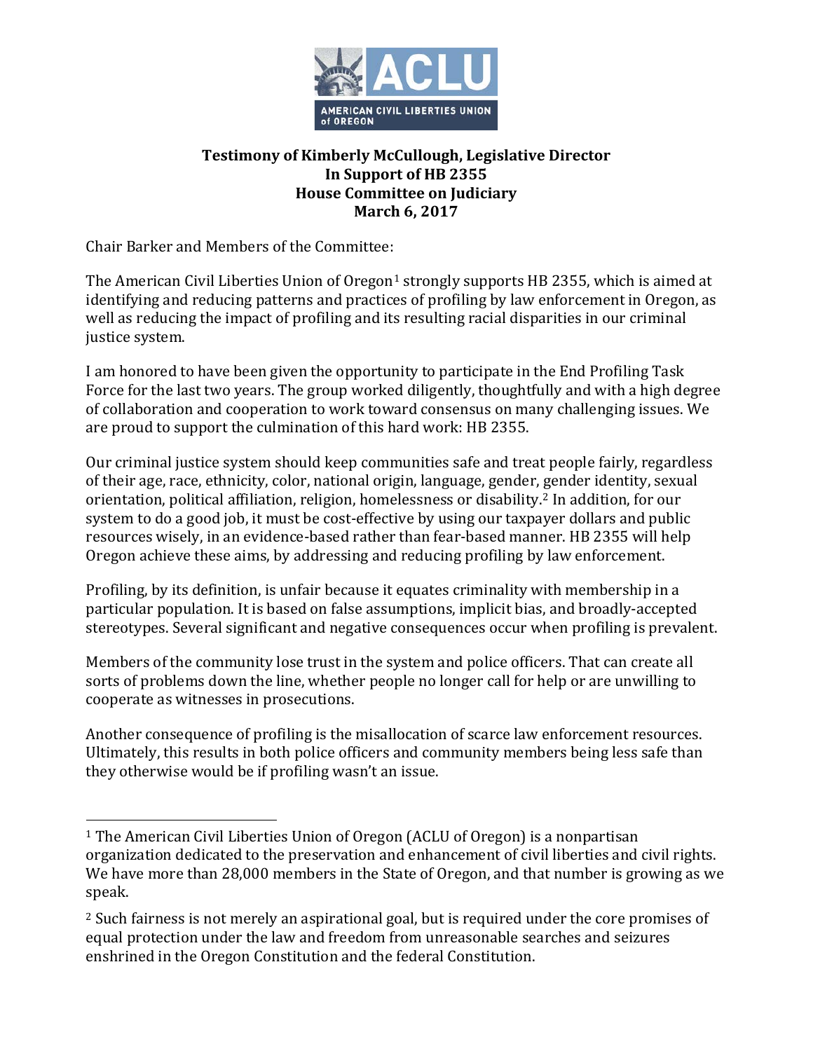**Testimony of Kimberly McCullough, Legislative Director**
**In Support of HB 2355**
**House Committee on Judiciary**
**March 6, 2017**

Chair Barker and Members of the Committee:

The American Civil Liberties Union of Oregon[1] strongly supports HB 2355, which is aimed at identifying and reducing patterns and practices of profiling by law enforcement in Oregon, as well as reducing the impact of profiling and its resulting racial disparities in our criminal justice system.

I am honored to have been given the opportunity to participate in the End Profiling Task Force for the last two years. The group worked diligently, thoughtfully and with a high degree of collaboration and cooperation to work toward consensus on many challenging issues. We are proud to support the culmination of this hard work: HB 2355.

Our criminal justice system should keep communities safe and treat people fairly, regardless of their age, race, ethnicity, color, national origin, language, gender, gender identity, sexual orientation, political affiliation, religion, homelessness or disability.[2] In addition, for our system to do a good job, it must be cost-effective by using our taxpayer dollars and public resources wisely, in an evidence-based rather than fear-based manner. HB 2355 will help Oregon achieve these aims, by addressing and reducing profiling by law enforcement.

Profiling, by its definition, is unfair because it equates criminality with membership in a particular population. It is based on false assumptions, implicit bias, and broadly-accepted stereotypes. Several significant and negative consequences occur when profiling is prevalent.

Members of the community lose trust in the system and police officers. That can create all sorts of problems down the line, whether people no longer call for help or are unwilling to cooperate as witnesses in prosecutions.

Another consequence of profiling is the misallocation of scarce law enforcement resources. Ultimately, this results in both police officers and community members being less safe than they otherwise would be if profiling wasn't an issue.

---

[1] The American Civil Liberties Union of Oregon (ACLU of Oregon) is a nonpartisan organization dedicated to the preservation and enhancement of civil liberties and civil rights. We have more than 28,000 members in the State of Oregon, and that number is growing as we speak.

[2] Such fairness is not merely an aspirational goal, but is required under the core promises of equal protection under the law and freedom from unreasonable searches and seizures enshrined in the Oregon Constitution and the federal Constitution.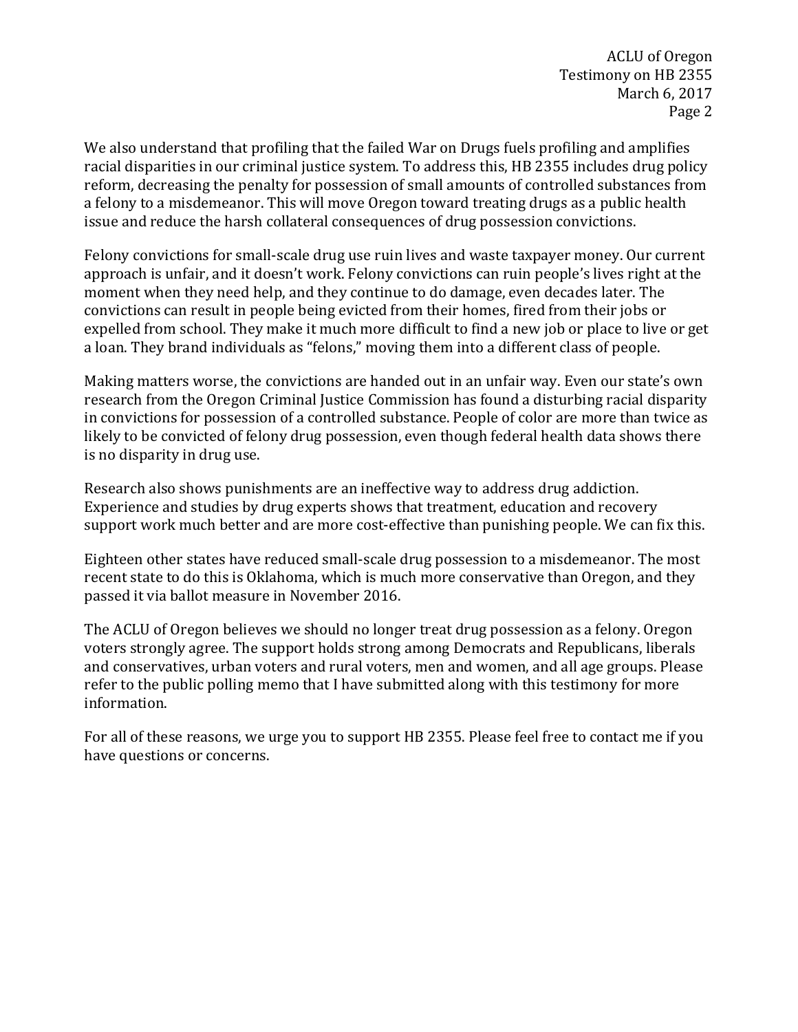We also understand that profiling that the failed War on Drugs fuels profiling and amplifies racial disparities in our criminal justice system. To address this, HB 2355 includes drug policy reform, decreasing the penalty for possession of small amounts of controlled substances from a felony to a misdemeanor. This will move Oregon toward treating drugs as a public health issue and reduce the harsh collateral consequences of drug possession convictions.

Felony convictions for small-scale drug use ruin lives and waste taxpayer money. Our current approach is unfair, and it doesn't work. Felony convictions can ruin people's lives right at the moment when they need help, and they continue to do damage, even decades later. The convictions can result in people being evicted from their homes, fired from their jobs or expelled from school. They make it much more difficult to find a new job or place to live or get a loan. They brand individuals as "felons," moving them into a different class of people.

Making matters worse, the convictions are handed out in an unfair way. Even our state's own research from the Oregon Criminal Justice Commission has found a disturbing racial disparity in convictions for possession of a controlled substance. People of color are more than twice as likely to be convicted of felony drug possession, even though federal health data shows there is no disparity in drug use.

Research also shows punishments are an ineffective way to address drug addiction. Experience and studies by drug experts shows that treatment, education and recovery support work much better and are more cost-effective than punishing people. We can fix this.

Eighteen other states have reduced small-scale drug possession to a misdemeanor. The most recent state to do this is Oklahoma, which is much more conservative than Oregon, and they passed it via ballot measure in November 2016.

The ACLU of Oregon believes we should no longer treat drug possession as a felony. Oregon voters strongly agree. The support holds strong among Democrats and Republicans, liberals and conservatives, urban voters and rural voters, men and women, and all age groups. Please refer to the public polling memo that I have submitted along with this testimony for more information.

For all of these reasons, we urge you to support HB 2355. Please feel free to contact me if you have questions or concerns.